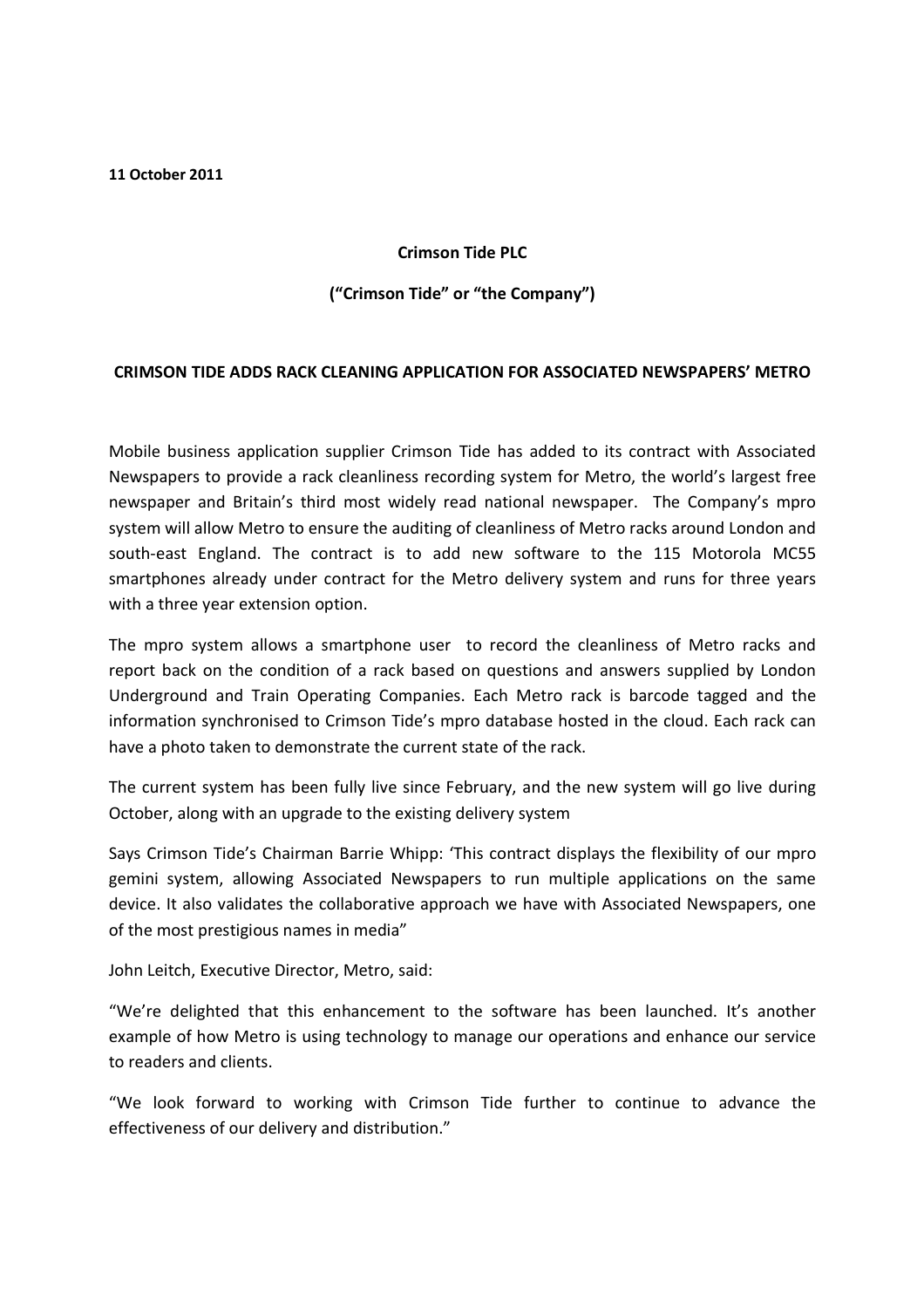**11 October 2011**

**Crimson Tide PLC**

**("Crimson Tide" or "the Company")**

**CRIMSON TIDE ADDS RACK CLEANING APPLICATION FOR ASSOCIATED NEWSPAPERS' METRO**

Mobile business application supplier Crimson Tide has added to its contract with Associated Newspapers to provide a rack cleanliness recording system for Metro, the world's largest free newspaper and Britain's third most widely read national newspaper. The Company's mpro system will allow Metro to ensure the auditing of cleanliness of Metro racks around London and south-east England. The contract is to add new software to the 115 Motorola MC55 smartphones already under contract for the Metro delivery system and runs for three years with a three year extension option.

The mpro system allows a smartphone user to record the cleanliness of Metro racks and report back on the condition of a rack based on questions and answers supplied by London Underground and Train Operating Companies. Each Metro rack is barcode tagged and the information synchronised to Crimson Tide's mpro database hosted in the cloud. Each rack can have a photo taken to demonstrate the current state of the rack.

The current system has been fully live since February, and the new system will go live during October, along with an upgrade to the existing delivery system

Says Crimson Tide's Chairman Barrie Whipp: 'This contract displays the flexibility of our mpro gemini system, allowing Associated Newspapers to run multiple applications on the same device. It also validates the collaborative approach we have with Associated Newspapers, one of the most prestigious names in media"

John Leitch, Executive Director, Metro, said:

"We're delighted that this enhancement to the software has been launched. It's another example of how Metro is using technology to manage our operations and enhance our service to readers and clients.

"We look forward to working with Crimson Tide further to continue to advance the effectiveness of our delivery and distribution."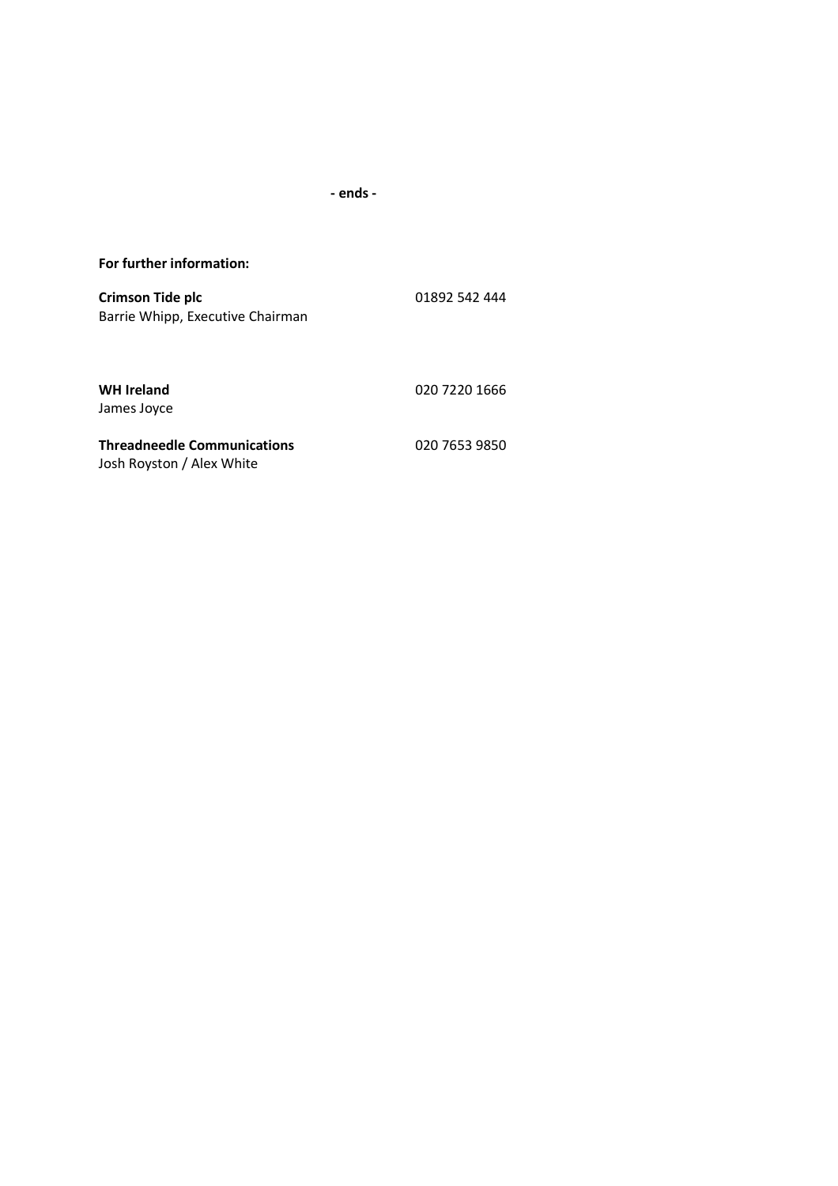**- ends -**

**For further information:**

| | |
|---|---|
| **Crimson Tide plc**<br>Barrie Whipp, Executive Chairman | 01892 542 444 |
| **WH Ireland**<br>James Joyce | 020 7220 1666 |
| **Threadneedle Communications**<br>Josh Royston / Alex White | 020 7653 9850 |